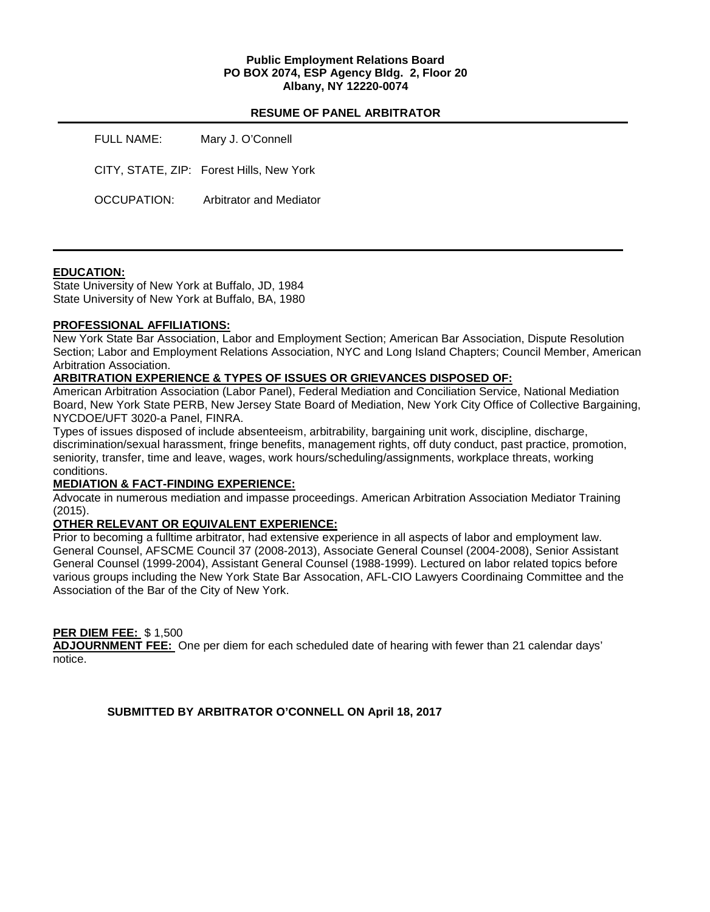**Public Employment Relations Board**
**PO BOX 2074, ESP Agency Bldg. 2, Floor 20**
**Albany, NY 12220-0074**

## RESUME OF PANEL ARBITRATOR

FULL NAME: Mary J. O'Connell

CITY, STATE, ZIP: Forest Hills, New York

OCCUPATION: Arbitrator and Mediator

---

**EDUCATION:**

State University of New York at Buffalo, JD, 1984
State University of New York at Buffalo, BA, 1980

**PROFESSIONAL AFFILIATIONS:**

New York State Bar Association, Labor and Employment Section; American Bar Association, Dispute Resolution Section; Labor and Employment Relations Association, NYC and Long Island Chapters; Council Member, American Arbitration Association.

**ARBITRATION EXPERIENCE & TYPES OF ISSUES OR GRIEVANCES DISPOSED OF:**

American Arbitration Association (Labor Panel), Federal Mediation and Conciliation Service, National Mediation Board, New York State PERB, New Jersey State Board of Mediation, New York City Office of Collective Bargaining, NYCDOE/UFT 3020-a Panel, FINRA.

Types of issues disposed of include absenteeism, arbitrability, bargaining unit work, discipline, discharge, discrimination/sexual harassment, fringe benefits, management rights, off duty conduct, past practice, promotion, seniority, transfer, time and leave, wages, work hours/scheduling/assignments, workplace threats, working conditions.

**MEDIATION & FACT-FINDING EXPERIENCE:**

Advocate in numerous mediation and impasse proceedings. American Arbitration Association Mediator Training (2015).

**OTHER RELEVANT OR EQUIVALENT EXPERIENCE:**

Prior to becoming a fulltime arbitrator, had extensive experience in all aspects of labor and employment law. General Counsel, AFSCME Council 37 (2008-2013), Associate General Counsel (2004-2008), Senior Assistant General Counsel (1999-2004), Assistant General Counsel (1988-1999). Lectured on labor related topics before various groups including the New York State Bar Assocation, AFL-CIO Lawyers Coordinaing Committee and the Association of the Bar of the City of New York.

**PER DIEM FEE:** $ 1,500

**ADJOURNMENT FEE:** One per diem for each scheduled date of hearing with fewer than 21 calendar days' notice.

**SUBMITTED BY ARBITRATOR O'CONNELL ON April 18, 2017**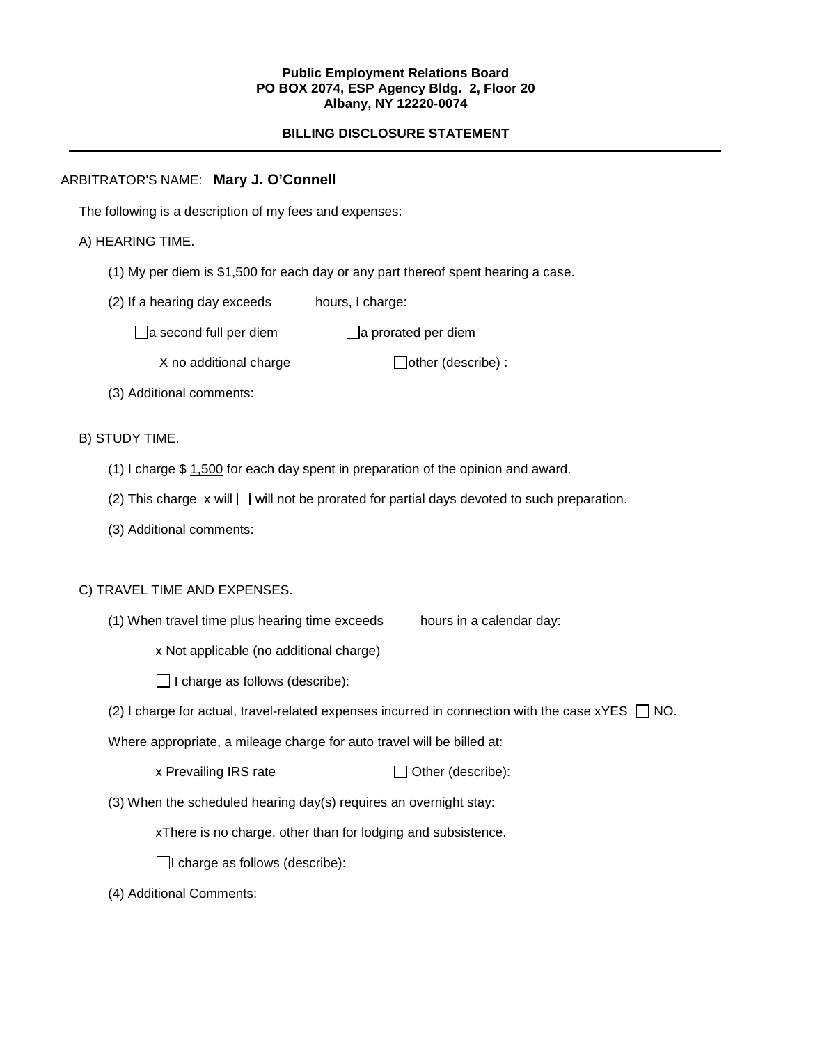**Public Employment Relations Board**
**PO BOX 2074, ESP Agency Bldg. 2, Floor 20**
**Albany, NY 12220-0074**

**BILLING DISCLOSURE STATEMENT**

---

ARBITRATOR'S NAME: **Mary J. O'Connell**

The following is a description of my fees and expenses:

A) HEARING TIME.

(1) My per diem is $1,500 for each day or any part thereof spent hearing a case.

(2) If a hearing day exceeds hours, I charge:

☐ a second full per diem ☐ a prorated per diem

X no additional charge ☐ other (describe) :

(3) Additional comments:

B) STUDY TIME.

(1) I charge $ 1,500 for each day spent in preparation of the opinion and award.

(2) This charge x will ☐ will not be prorated for partial days devoted to such preparation.

(3) Additional comments:

C) TRAVEL TIME AND EXPENSES.

(1) When travel time plus hearing time exceeds hours in a calendar day:

x Not applicable (no additional charge)

☐ I charge as follows (describe):

(2) I charge for actual, travel-related expenses incurred in connection with the case xYES ☐ NO.

Where appropriate, a mileage charge for auto travel will be billed at:

x Prevailing IRS rate ☐ Other (describe):

(3) When the scheduled hearing day(s) requires an overnight stay:

xThere is no charge, other than for lodging and subsistence.

☐ I charge as follows (describe):

(4) Additional Comments: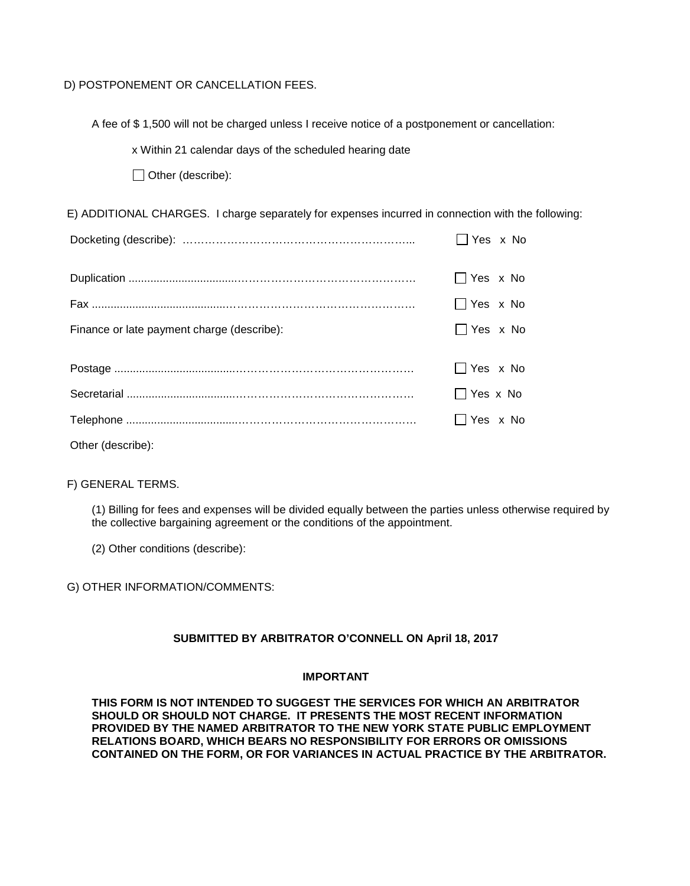D) POSTPONEMENT OR CANCELLATION FEES.

A fee of $ 1,500 will not be charged unless I receive notice of a postponement or cancellation:

x Within 21 calendar days of the scheduled hearing date

☐ Other (describe):

E) ADDITIONAL CHARGES. I charge separately for expenses incurred in connection with the following:

| | |
|---|---|
| Docketing (describe): ........................................................ | ☐ Yes x No |
| Duplication ........................................................ | ☐ Yes x No |
| Fax ........................................................ | ☐ Yes x No |
| Finance or late payment charge (describe): | ☐ Yes x No |
| Postage ........................................................ | ☐ Yes x No |
| Secretarial ........................................................ | ☐ Yes x No |
| Telephone ........................................................ | ☐ Yes x No |

Other (describe):

F) GENERAL TERMS.

(1) Billing for fees and expenses will be divided equally between the parties unless otherwise required by the collective bargaining agreement or the conditions of the appointment.

(2) Other conditions (describe):

G) OTHER INFORMATION/COMMENTS:

**SUBMITTED BY ARBITRATOR O'CONNELL ON April 18, 2017**

**IMPORTANT**

**THIS FORM IS NOT INTENDED TO SUGGEST THE SERVICES FOR WHICH AN ARBITRATOR SHOULD OR SHOULD NOT CHARGE. IT PRESENTS THE MOST RECENT INFORMATION PROVIDED BY THE NAMED ARBITRATOR TO THE NEW YORK STATE PUBLIC EMPLOYMENT RELATIONS BOARD, WHICH BEARS NO RESPONSIBILITY FOR ERRORS OR OMISSIONS CONTAINED ON THE FORM, OR FOR VARIANCES IN ACTUAL PRACTICE BY THE ARBITRATOR.**